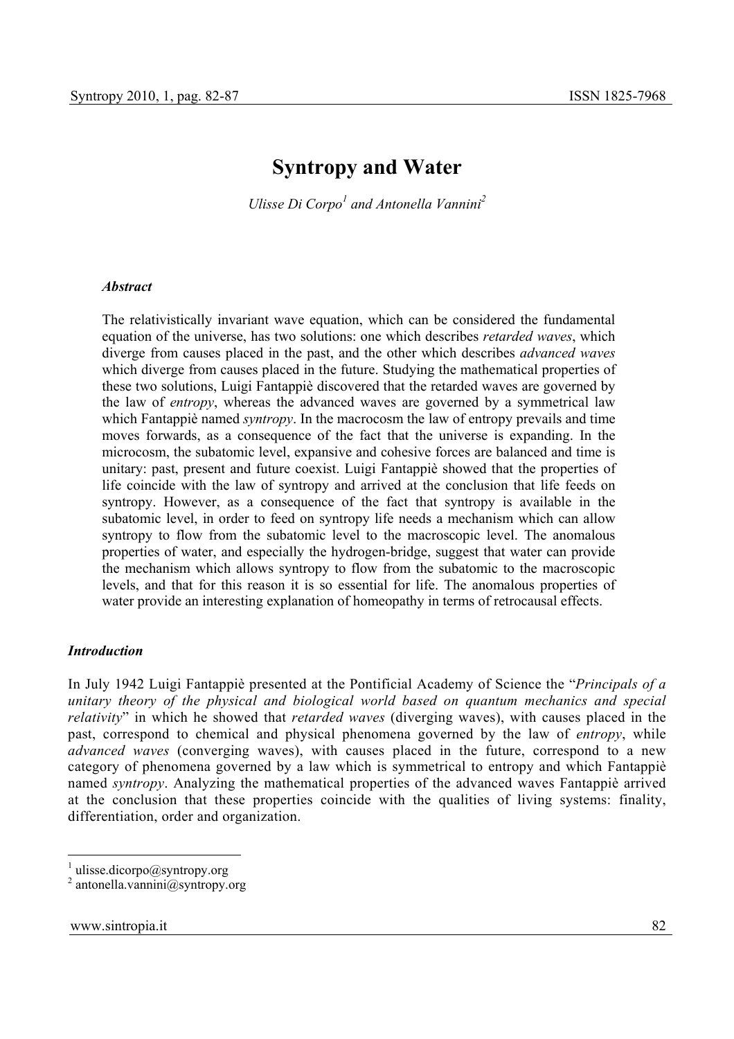# Syntropy and Water

*Ulisse Di Corpo*[1] *and Antonella Vannini*[2]

### *Abstract*

The relativistically invariant wave equation, which can be considered the fundamental equation of the universe, has two solutions: one which describes *retarded waves*, which diverge from causes placed in the past, and the other which describes *advanced waves* which diverge from causes placed in the future. Studying the mathematical properties of these two solutions, Luigi Fantappiè discovered that the retarded waves are governed by the law of *entropy*, whereas the advanced waves are governed by a symmetrical law which Fantappiè named *syntropy*. In the macrocosm the law of entropy prevails and time moves forwards, as a consequence of the fact that the universe is expanding. In the microcosm, the subatomic level, expansive and cohesive forces are balanced and time is unitary: past, present and future coexist. Luigi Fantappiè showed that the properties of life coincide with the law of syntropy and arrived at the conclusion that life feeds on syntropy. However, as a consequence of the fact that syntropy is available in the subatomic level, in order to feed on syntropy life needs a mechanism which can allow syntropy to flow from the subatomic level to the macroscopic level. The anomalous properties of water, and especially the hydrogen-bridge, suggest that water can provide the mechanism which allows syntropy to flow from the subatomic to the macroscopic levels, and that for this reason it is so essential for life. The anomalous properties of water provide an interesting explanation of homeopathy in terms of retrocausal effects.

## *Introduction*

In July 1942 Luigi Fantappiè presented at the Pontificial Academy of Science the "*Principals of a unitary theory of the physical and biological world based on quantum mechanics and special relativity*" in which he showed that *retarded waves* (diverging waves), with causes placed in the past, correspond to chemical and physical phenomena governed by the law of *entropy*, while *advanced waves* (converging waves), with causes placed in the future, correspond to a new category of phenomena governed by a law which is symmetrical to entropy and which Fantappiè named *syntropy*. Analyzing the mathematical properties of the advanced waves Fantappiè arrived at the conclusion that these properties coincide with the qualities of living systems: finality, differentiation, order and organization.

---

[1] ulisse.dicorpo@syntropy.org
[2] antonella.vannini@syntropy.org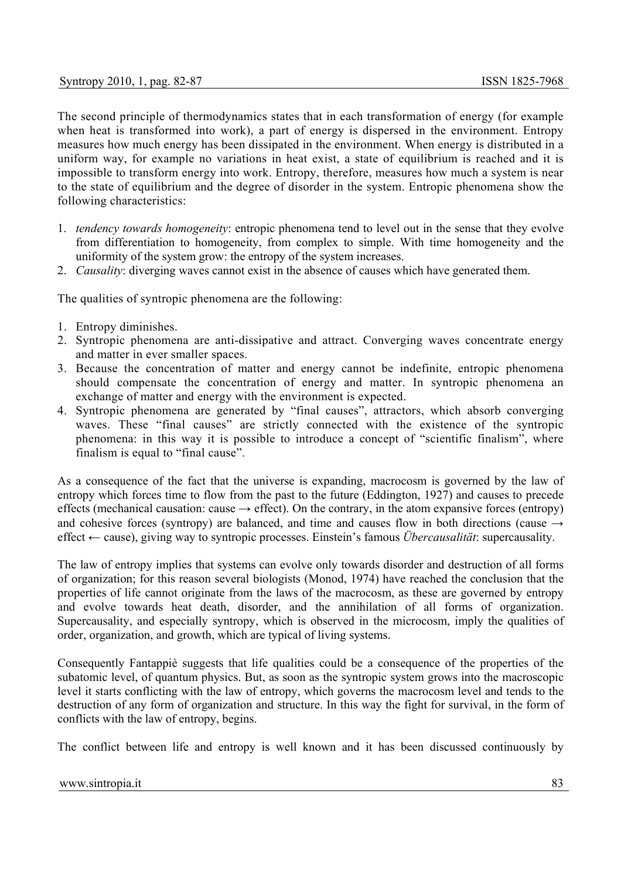The second principle of thermodynamics states that in each transformation of energy (for example when heat is transformed into work), a part of energy is dispersed in the environment. Entropy measures how much energy has been dissipated in the environment. When energy is distributed in a uniform way, for example no variations in heat exist, a state of equilibrium is reached and it is impossible to transform energy into work. Entropy, therefore, measures how much a system is near to the state of equilibrium and the degree of disorder in the system. Entropic phenomena show the following characteristics:

1. *tendency towards homogeneity*: entropic phenomena tend to level out in the sense that they evolve from differentiation to homogeneity, from complex to simple. With time homogeneity and the uniformity of the system grow: the entropy of the system increases.
2. *Causality*: diverging waves cannot exist in the absence of causes which have generated them.

The qualities of syntropic phenomena are the following:

1. Entropy diminishes.
2. Syntropic phenomena are anti-dissipative and attract. Converging waves concentrate energy and matter in ever smaller spaces.
3. Because the concentration of matter and energy cannot be indefinite, entropic phenomena should compensate the concentration of energy and matter. In syntropic phenomena an exchange of matter and energy with the environment is expected.
4. Syntropic phenomena are generated by "final causes", attractors, which absorb converging waves. These "final causes" are strictly connected with the existence of the syntropic phenomena: in this way it is possible to introduce a concept of "scientific finalism", where finalism is equal to "final cause".

As a consequence of the fact that the universe is expanding, macrocosm is governed by the law of entropy which forces time to flow from the past to the future (Eddington, 1927) and causes to precede effects (mechanical causation: cause → effect). On the contrary, in the atom expansive forces (entropy) and cohesive forces (syntropy) are balanced, and time and causes flow in both directions (cause → effect ← cause), giving way to syntropic processes. Einstein's famous *Übercausalität*: supercausality.

The law of entropy implies that systems can evolve only towards disorder and destruction of all forms of organization; for this reason several biologists (Monod, 1974) have reached the conclusion that the properties of life cannot originate from the laws of the macrocosm, as these are governed by entropy and evolve towards heat death, disorder, and the annihilation of all forms of organization. Supercausality, and especially syntropy, which is observed in the microcosm, imply the qualities of order, organization, and growth, which are typical of living systems.

Consequently Fantappiè suggests that life qualities could be a consequence of the properties of the subatomic level, of quantum physics. But, as soon as the syntropic system grows into the macroscopic level it starts conflicting with the law of entropy, which governs the macrocosm level and tends to the destruction of any form of organization and structure. In this way the fight for survival, in the form of conflicts with the law of entropy, begins.

The conflict between life and entropy is well known and it has been discussed continuously by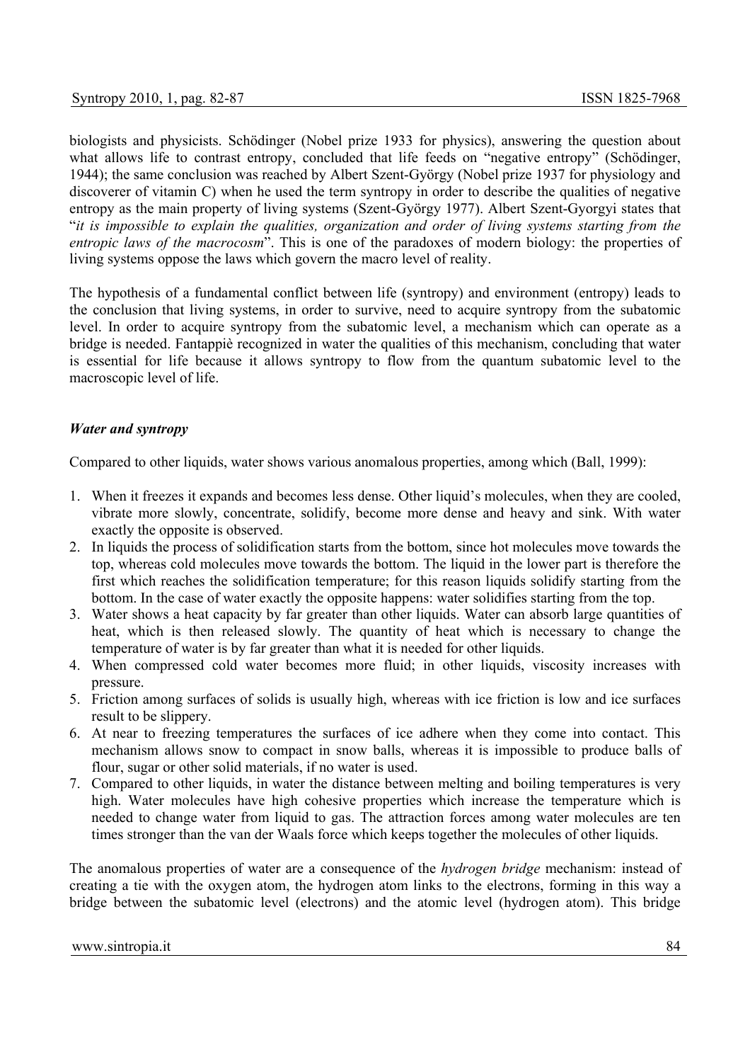biologists and physicists. Schödinger (Nobel prize 1933 for physics), answering the question about what allows life to contrast entropy, concluded that life feeds on "negative entropy" (Schödinger, 1944); the same conclusion was reached by Albert Szent-György (Nobel prize 1937 for physiology and discoverer of vitamin C) when he used the term syntropy in order to describe the qualities of negative entropy as the main property of living systems (Szent-György 1977). Albert Szent-Gyorgyi states that "*it is impossible to explain the qualities, organization and order of living systems starting from the entropic laws of the macrocosm*". This is one of the paradoxes of modern biology: the properties of living systems oppose the laws which govern the macro level of reality.

The hypothesis of a fundamental conflict between life (syntropy) and environment (entropy) leads to the conclusion that living systems, in order to survive, need to acquire syntropy from the subatomic level. In order to acquire syntropy from the subatomic level, a mechanism which can operate as a bridge is needed. Fantappiè recognized in water the qualities of this mechanism, concluding that water is essential for life because it allows syntropy to flow from the quantum subatomic level to the macroscopic level of life.

### *Water and syntropy*

Compared to other liquids, water shows various anomalous properties, among which (Ball, 1999):

1. When it freezes it expands and becomes less dense. Other liquid's molecules, when they are cooled, vibrate more slowly, concentrate, solidify, become more dense and heavy and sink. With water exactly the opposite is observed.
2. In liquids the process of solidification starts from the bottom, since hot molecules move towards the top, whereas cold molecules move towards the bottom. The liquid in the lower part is therefore the first which reaches the solidification temperature; for this reason liquids solidify starting from the bottom. In the case of water exactly the opposite happens: water solidifies starting from the top.
3. Water shows a heat capacity by far greater than other liquids. Water can absorb large quantities of heat, which is then released slowly. The quantity of heat which is necessary to change the temperature of water is by far greater than what it is needed for other liquids.
4. When compressed cold water becomes more fluid; in other liquids, viscosity increases with pressure.
5. Friction among surfaces of solids is usually high, whereas with ice friction is low and ice surfaces result to be slippery.
6. At near to freezing temperatures the surfaces of ice adhere when they come into contact. This mechanism allows snow to compact in snow balls, whereas it is impossible to produce balls of flour, sugar or other solid materials, if no water is used.
7. Compared to other liquids, in water the distance between melting and boiling temperatures is very high. Water molecules have high cohesive properties which increase the temperature which is needed to change water from liquid to gas. The attraction forces among water molecules are ten times stronger than the van der Waals force which keeps together the molecules of other liquids.

The anomalous properties of water are a consequence of the *hydrogen bridge* mechanism: instead of creating a tie with the oxygen atom, the hydrogen atom links to the electrons, forming in this way a bridge between the subatomic level (electrons) and the atomic level (hydrogen atom). This bridge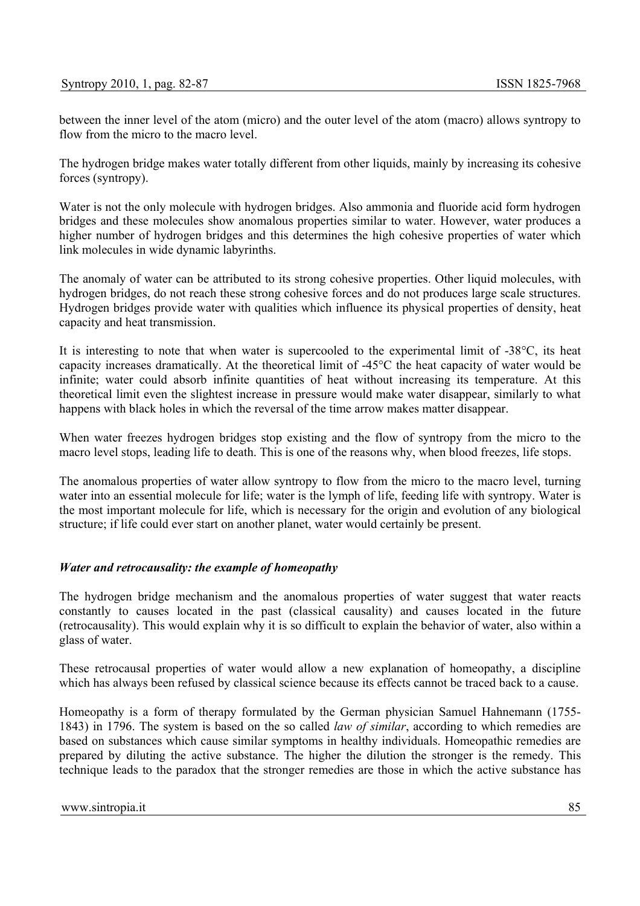between the inner level of the atom (micro) and the outer level of the atom (macro) allows syntropy to flow from the micro to the macro level.

The hydrogen bridge makes water totally different from other liquids, mainly by increasing its cohesive forces (syntropy).

Water is not the only molecule with hydrogen bridges. Also ammonia and fluoride acid form hydrogen bridges and these molecules show anomalous properties similar to water. However, water produces a higher number of hydrogen bridges and this determines the high cohesive properties of water which link molecules in wide dynamic labyrinths.

The anomaly of water can be attributed to its strong cohesive properties. Other liquid molecules, with hydrogen bridges, do not reach these strong cohesive forces and do not produces large scale structures. Hydrogen bridges provide water with qualities which influence its physical properties of density, heat capacity and heat transmission.

It is interesting to note that when water is supercooled to the experimental limit of -38°C, its heat capacity increases dramatically. At the theoretical limit of -45°C the heat capacity of water would be infinite; water could absorb infinite quantities of heat without increasing its temperature. At this theoretical limit even the slightest increase in pressure would make water disappear, similarly to what happens with black holes in which the reversal of the time arrow makes matter disappear.

When water freezes hydrogen bridges stop existing and the flow of syntropy from the micro to the macro level stops, leading life to death. This is one of the reasons why, when blood freezes, life stops.

The anomalous properties of water allow syntropy to flow from the micro to the macro level, turning water into an essential molecule for life; water is the lymph of life, feeding life with syntropy. Water is the most important molecule for life, which is necessary for the origin and evolution of any biological structure; if life could ever start on another planet, water would certainly be present.

### *Water and retrocausality: the example of homeopathy*

The hydrogen bridge mechanism and the anomalous properties of water suggest that water reacts constantly to causes located in the past (classical causality) and causes located in the future (retrocausality). This would explain why it is so difficult to explain the behavior of water, also within a glass of water.

These retrocausal properties of water would allow a new explanation of homeopathy, a discipline which has always been refused by classical science because its effects cannot be traced back to a cause.

Homeopathy is a form of therapy formulated by the German physician Samuel Hahnemann (1755-1843) in 1796. The system is based on the so called *law of similar*, according to which remedies are based on substances which cause similar symptoms in healthy individuals. Homeopathic remedies are prepared by diluting the active substance. The higher the dilution the stronger is the remedy. This technique leads to the paradox that the stronger remedies are those in which the active substance has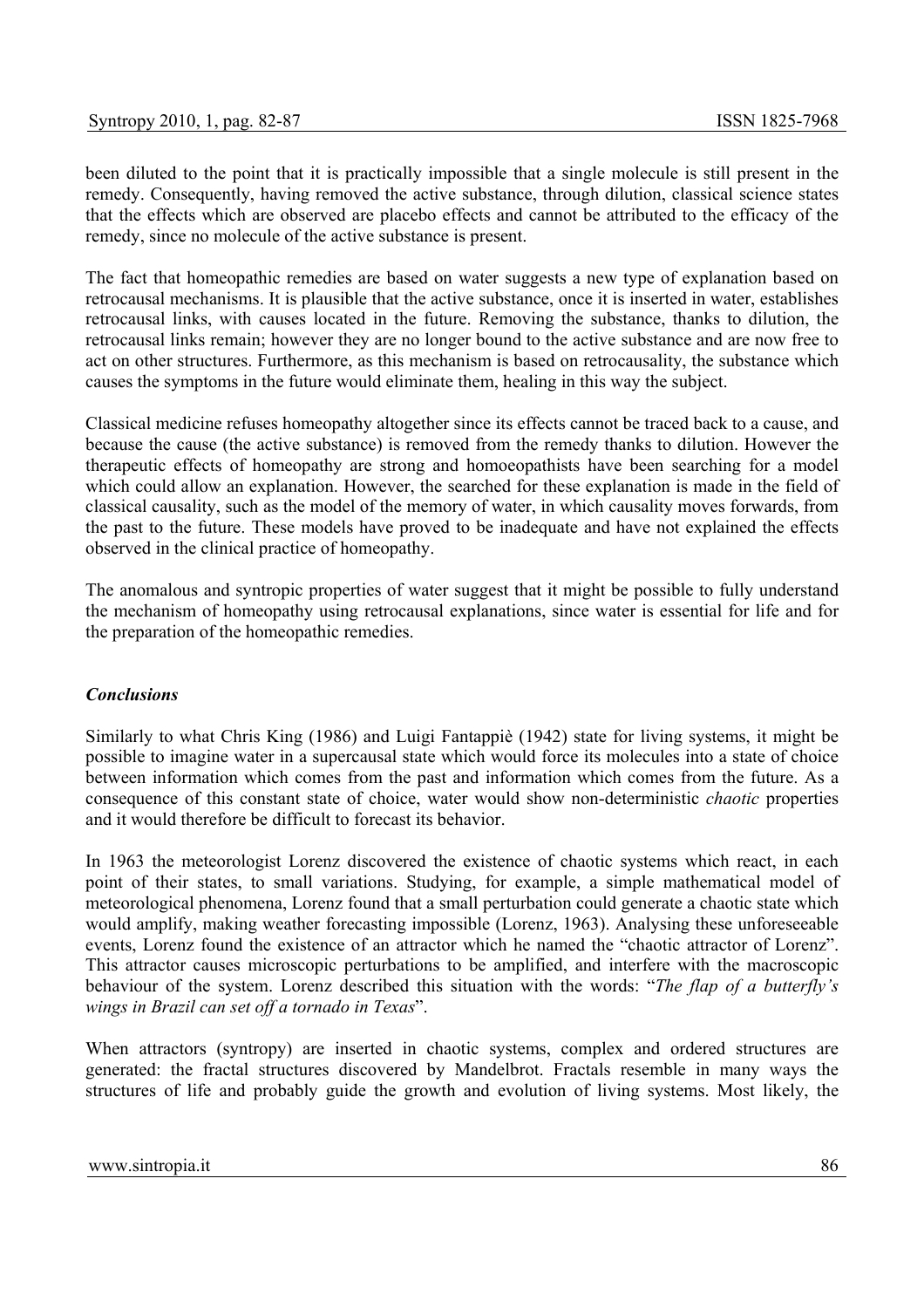been diluted to the point that it is practically impossible that a single molecule is still present in the remedy. Consequently, having removed the active substance, through dilution, classical science states that the effects which are observed are placebo effects and cannot be attributed to the efficacy of the remedy, since no molecule of the active substance is present.

The fact that homeopathic remedies are based on water suggests a new type of explanation based on retrocausal mechanisms. It is plausible that the active substance, once it is inserted in water, establishes retrocausal links, with causes located in the future. Removing the substance, thanks to dilution, the retrocausal links remain; however they are no longer bound to the active substance and are now free to act on other structures. Furthermore, as this mechanism is based on retrocausality, the substance which causes the symptoms in the future would eliminate them, healing in this way the subject.

Classical medicine refuses homeopathy altogether since its effects cannot be traced back to a cause, and because the cause (the active substance) is removed from the remedy thanks to dilution. However the therapeutic effects of homeopathy are strong and homoeopathists have been searching for a model which could allow an explanation. However, the searched for these explanation is made in the field of classical causality, such as the model of the memory of water, in which causality moves forwards, from the past to the future. These models have proved to be inadequate and have not explained the effects observed in the clinical practice of homeopathy.

The anomalous and syntropic properties of water suggest that it might be possible to fully understand the mechanism of homeopathy using retrocausal explanations, since water is essential for life and for the preparation of the homeopathic remedies.

## *Conclusions*

Similarly to what Chris King (1986) and Luigi Fantappiè (1942) state for living systems, it might be possible to imagine water in a supercausal state which would force its molecules into a state of choice between information which comes from the past and information which comes from the future. As a consequence of this constant state of choice, water would show non-deterministic *chaotic* properties and it would therefore be difficult to forecast its behavior.

In 1963 the meteorologist Lorenz discovered the existence of chaotic systems which react, in each point of their states, to small variations. Studying, for example, a simple mathematical model of meteorological phenomena, Lorenz found that a small perturbation could generate a chaotic state which would amplify, making weather forecasting impossible (Lorenz, 1963). Analysing these unforeseeable events, Lorenz found the existence of an attractor which he named the "chaotic attractor of Lorenz". This attractor causes microscopic perturbations to be amplified, and interfere with the macroscopic behaviour of the system. Lorenz described this situation with the words: "*The flap of a butterfly's wings in Brazil can set off a tornado in Texas*".

When attractors (syntropy) are inserted in chaotic systems, complex and ordered structures are generated: the fractal structures discovered by Mandelbrot. Fractals resemble in many ways the structures of life and probably guide the growth and evolution of living systems. Most likely, the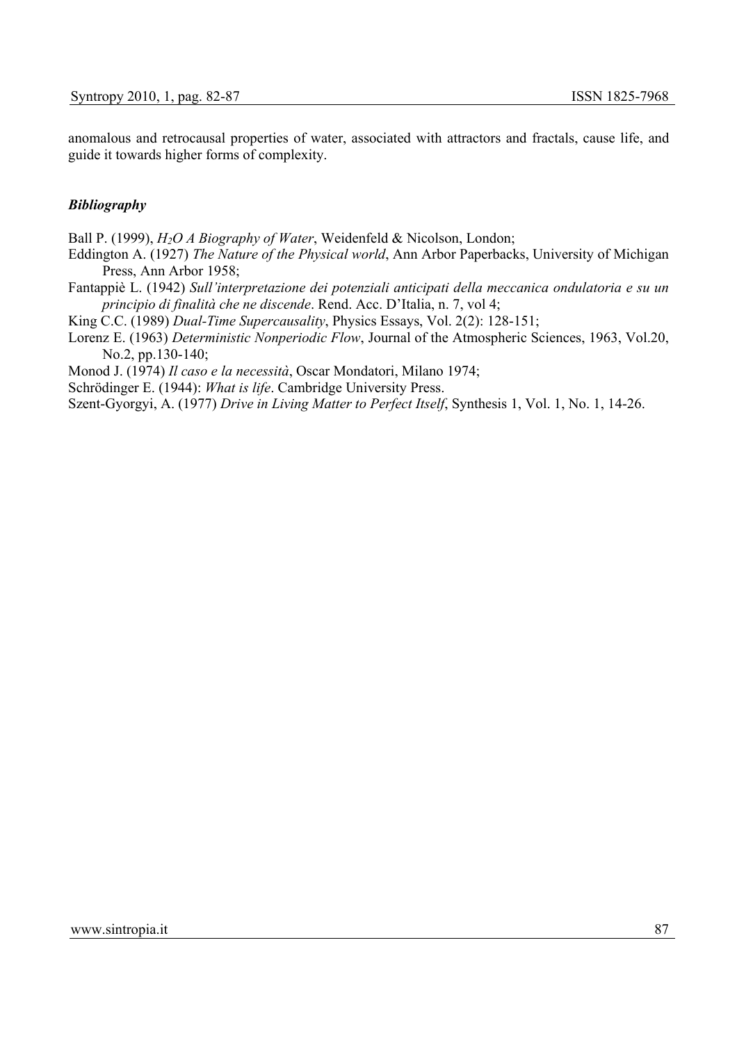anomalous and retrocausal properties of water, associated with attractors and fractals, cause life, and guide it towards higher forms of complexity.

### *Bibliography*

Ball P. (1999), *$H_2O$ A Biography of Water*, Weidenfeld & Nicolson, London;

Eddington A. (1927) *The Nature of the Physical world*, Ann Arbor Paperbacks, University of Michigan Press, Ann Arbor 1958;

Fantappiè L. (1942) *Sull'interpretazione dei potenziali anticipati della meccanica ondulatoria e su un principio di finalità che ne discende*. Rend. Acc. D'Italia, n. 7, vol 4;

King C.C. (1989) *Dual-Time Supercausality*, Physics Essays, Vol. 2(2): 128-151;

Lorenz E. (1963) *Deterministic Nonperiodic Flow*, Journal of the Atmospheric Sciences, 1963, Vol.20, No.2, pp.130-140;

Monod J. (1974) *Il caso e la necessità*, Oscar Mondatori, Milano 1974;

Schrödinger E. (1944): *What is life*. Cambridge University Press.

Szent-Gyorgyi, A. (1977) *Drive in Living Matter to Perfect Itself*, Synthesis 1, Vol. 1, No. 1, 14-26.